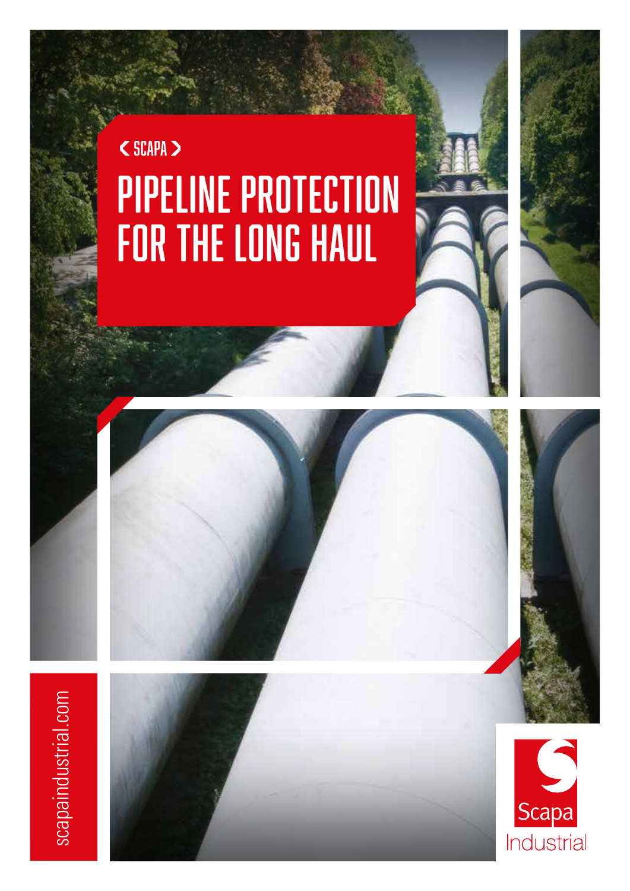< SCAPA >

# PIPELINE PROTECTION FOR THE LONG HAUL

scapaindustrial.com

Scapa Industrial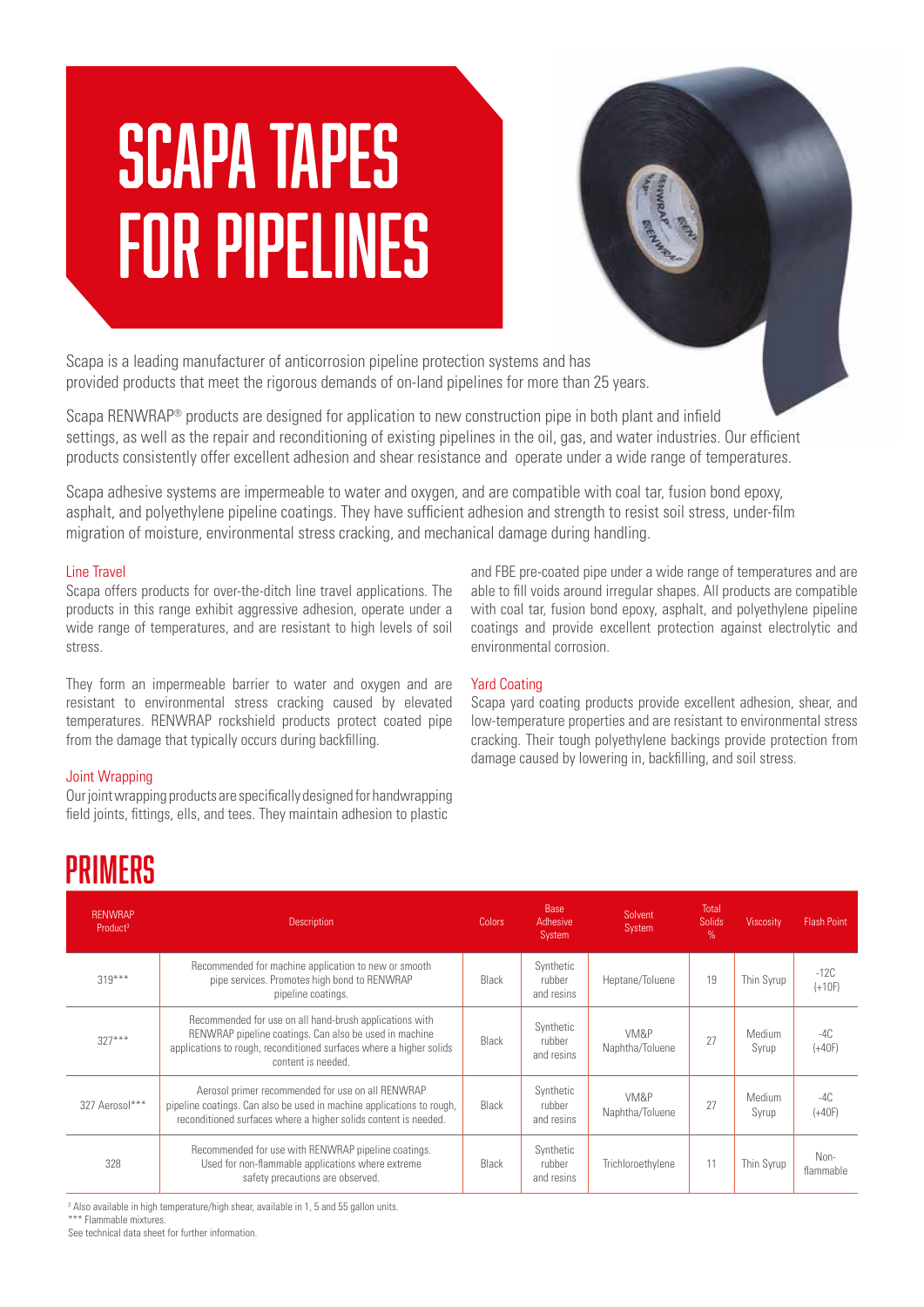# SCAPA TAPES FOR PIPELINES

Scapa is a leading manufacturer of anticorrosion pipeline protection systems and has provided products that meet the rigorous demands of on-land pipelines for more than 25 years.

Scapa RENWRAP® products are designed for application to new construction pipe in both plant and infield settings, as well as the repair and reconditioning of existing pipelines in the oil, gas, and water industries. Our efficient products consistently offer excellent adhesion and shear resistance and operate under a wide range of temperatures.

Scapa adhesive systems are impermeable to water and oxygen, and are compatible with coal tar, fusion bond epoxy, asphalt, and polyethylene pipeline coatings. They have sufficient adhesion and strength to resist soil stress, under-film migration of moisture, environmental stress cracking, and mechanical damage during handling.

### Line Travel

Scapa offers products for over-the-ditch line travel applications. The products in this range exhibit aggressive adhesion, operate under a wide range of temperatures, and are resistant to high levels of soil stress.

They form an impermeable barrier to water and oxygen and are resistant to environmental stress cracking caused by elevated temperatures. RENWRAP rockshield products protect coated pipe from the damage that typically occurs during backfilling.

### Joint Wrapping

Our joint wrapping products are specifically designed for handwrapping field joints, fittings, ells, and tees. They maintain adhesion to plastic and FBE pre-coated pipe under a wide range of temperatures and are able to fill voids around irregular shapes. All products are compatible with coal tar, fusion bond epoxy, asphalt, and polyethylene pipeline coatings and provide excellent protection against electrolytic and environmental corrosion.

### Yard Coating

Scapa yard coating products provide excellent adhesion, shear, and low-temperature properties and are resistant to environmental stress cracking. Their tough polyethylene backings provide protection from damage caused by lowering in, backfilling, and soil stress.

## PRIMERS

| RENWRAP Product[3] | Description | Colors | Base Adhesive System | Solvent System | Total Solids % | Viscosity | Flash Point |
|---|---|---|---|---|---|---|---|
| 319*** | Recommended for machine application to new or smooth pipe services. Promotes high bond to RENWRAP pipeline coatings. | Black | Synthetic rubber and resins | Heptane/Toluene | 19 | Thin Syrup | -12C (+10F) |
| 327*** | Recommended for use on all hand-brush applications with RENWRAP pipeline coatings. Can also be used in machine applications to rough, reconditioned surfaces where a higher solids content is needed. | Black | Synthetic rubber and resins | VM&P Naphtha/Toluene | 27 | Medium Syrup | -4C (+40F) |
| 327 Aerosol*** | Aerosol primer recommended for use on all RENWRAP pipeline coatings. Can also be used in machine applications to rough, reconditioned surfaces where a higher solids content is needed. | Black | Synthetic rubber and resins | VM&P Naphtha/Toluene | 27 | Medium Syrup | -4C (+40F) |
| 328 | Recommended for use with RENWRAP pipeline coatings. Used for non-flammable applications where extreme safety precautions are observed. | Black | Synthetic rubber and resins | Trichloroethylene | 11 | Thin Syrup | Non-flammable |

[3] Also available in high temperature/high shear, available in 1, 5 and 55 gallon units.
*** Flammable mixtures.
See technical data sheet for further information.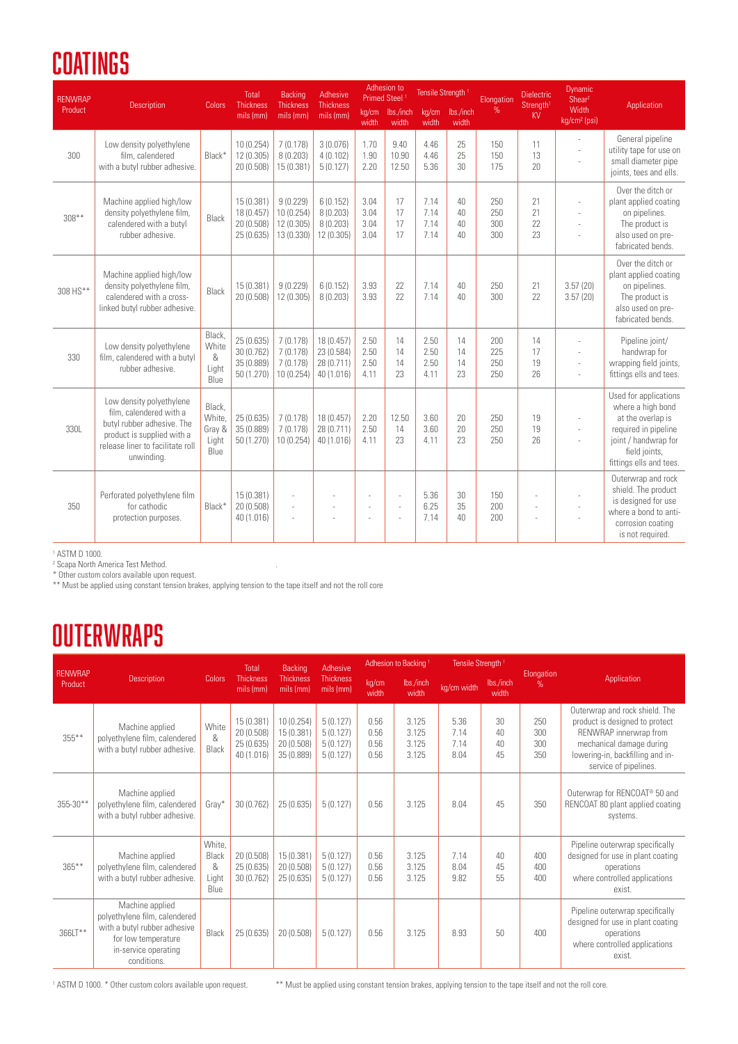# COATINGS

| RENWRAP Product | Description | Colors | Total Thickness mils (mm) | Backing Thickness mils (mm) | Adhesive Thickness mils (mm) | Adhesion to Primed Steel [1] | | Tensile Strength [1] | | Elongation % | Dielectric Strength[1] KV | Dynamic Shear[2] Width kg/cm² (psi) | Application |
|---|---|---|---|---|---|---|---|---|---|---|---|---|---|
| | | | | | | kg/cm width | lbs./inch width | kg/cm width | lbs./inch width | | | | |
| 300 | Low density polyethylene film, calendered with a butyl rubber adhesive. | Black* | 10 (0.254)<br>12 (0.305)<br>20 (0.508) | 7 (0.178)<br>8 (0.203)<br>15 (0.381) | 3 (0.076)<br>4 (0.102)<br>5 (0.127) | 1.70<br>1.90<br>2.20 | 9.40<br>10.90<br>12.50 | 4.46<br>4.46<br>5.36 | 25<br>25<br>30 | 150<br>150<br>175 | 11<br>13<br>20 | -<br>-<br>- | General pipeline utility tape for use on small diameter pipe joints, tees and ells. |
| 308** | Machine applied high/low density polyethylene film, calendered with a butyl rubber adhesive. | Black | 15 (0.381)<br>18 (0.457)<br>20 (0.508)<br>25 (0.635) | 9 (0.229)<br>10 (0.254)<br>12 (0.305)<br>13 (0.330) | 6 (0.152)<br>8 (0.203)<br>8 (0.203)<br>12 (0.305) | 3.04<br>3.04<br>3.04<br>3.04 | 17<br>17<br>17<br>17 | 7.14<br>7.14<br>7.14<br>7.14 | 40<br>40<br>40<br>40 | 250<br>250<br>300<br>300 | 21<br>21<br>22<br>23 | -<br>-<br>-<br>- | Over the ditch or plant applied coating on pipelines. The product is also used on pre-fabricated bends. |
| 308 HS** | Machine applied high/low density polyethylene film, calendered with a cross-linked butyl rubber adhesive. | Black | 15 (0.381)<br>20 (0.508) | 9 (0.229)<br>12 (0.305) | 6 (0.152)<br>8 (0.203) | 3.93<br>3.93 | 22<br>22 | 7.14<br>7.14 | 40<br>40 | 250<br>300 | 21<br>22 | 3.57 (20)<br>3.57 (20) | Over the ditch or plant applied coating on pipelines. The product is also used on pre-fabricated bends. |
| 330 | Low density polyethylene film, calendered with a butyl rubber adhesive. | Black, White & Light Blue | 25 (0.635)<br>30 (0.762)<br>35 (0.889)<br>50 (1.270) | 7 (0.178)<br>7 (0.178)<br>7 (0.178)<br>10 (0.254) | 18 (0.457)<br>23 (0.584)<br>28 (0.711)<br>40 (1.016) | 2.50<br>2.50<br>2.50<br>4.11 | 14<br>14<br>14<br>23 | 2.50<br>2.50<br>2.50<br>4.11 | 14<br>14<br>14<br>23 | 200<br>225<br>250<br>250 | 14<br>17<br>19<br>26 | -<br>-<br>-<br>- | Pipeline joint/ handwrap for wrapping field joints, fittings ells and tees. |
| 330L | Low density polyethylene film, calendered with a butyl rubber adhesive. The product is supplied with a release liner to facilitate roll unwinding. | Black, White, Gray & Light Blue | 25 (0.635)<br>35 (0.889)<br>50 (1.270) | 7 (0.178)<br>7 (0.178)<br>10 (0.254) | 18 (0.457)<br>28 (0.711)<br>40 (1.016) | 2.20<br>2.50<br>4.11 | 12.50<br>14<br>23 | 3.60<br>3.60<br>4.11 | 20<br>20<br>23 | 250<br>250<br>250 | 19<br>19<br>26 | -<br>-<br>- | Used for applications where a high bond at the overlap is required in pipeline joint / handwrap for field joints, fittings ells and tees. |
| 350 | Perforated polyethylene film for cathodic protection purposes. | Black* | 15 (0.381)<br>20 (0.508)<br>40 (1.016) | -<br>-<br>- | -<br>-<br>- | -<br>-<br>- | -<br>-<br>- | 5.36<br>6.25<br>7.14 | 30<br>35<br>40 | 150<br>200<br>200 | -<br>-<br>- | -<br>-<br>- | Outerwrap and rock shield. The product is designed for use where a bond to anti-corrosion coating is not required. |

[1] ASTM D 1000.
[2] Scapa North America Test Method.
* Other custom colors available upon request.
** Must be applied using constant tension brakes, applying tension to the tape itself and not the roll core

# OUTERWRAPS

| RENWRAP Product | Description | Colors | Total Thickness mils (mm) | Backing Thickness mils (mm) | Adhesive Thickness mils (mm) | Adhesion to Backing [1] | | Tensile Strength [1] | | Elongation % | Application |
|---|---|---|---|---|---|---|---|---|---|---|---|
| | | | | | | kg/cm width | lbs./inch width | kg/cm width | lbs./inch width | | |
| 355** | Machine applied polyethylene film, calendered with a butyl rubber adhesive. | White & Black | 15 (0.381)<br>20 (0.508)<br>25 (0.635)<br>40 (1.016) | 10 (0.254)<br>15 (0.381)<br>20 (0.508)<br>35 (0.889) | 5 (0.127)<br>5 (0.127)<br>5 (0.127)<br>5 (0.127) | 0.56<br>0.56<br>0.56<br>0.56 | 3.125<br>3.125<br>3.125<br>3.125 | 5.36<br>7.14<br>7.14<br>8.04 | 30<br>40<br>40<br>45 | 250<br>300<br>300<br>350 | Outerwrap and rock shield. The product is designed to protect RENWRAP innerwrap from mechanical damage during lowering-in, backfilling and in-service of pipelines. |
| 355-30** | Machine applied polyethylene film, calendered with a butyl rubber adhesive. | Gray* | 30 (0.762) | 25 (0.635) | 5 (0.127) | 0.56 | 3.125 | 8.04 | 45 | 350 | Outerwrap for RENCOAT® 50 and RENCOAT 80 plant applied coating systems. |
| 365** | Machine applied polyethylene film, calendered with a butyl rubber adhesive. | White, Black & Light Blue | 20 (0.508)<br>25 (0.635)<br>30 (0.762) | 15 (0.381)<br>20 (0.508)<br>25 (0.635) | 5 (0.127)<br>5 (0.127)<br>5 (0.127) | 0.56<br>0.56<br>0.56 | 3.125<br>3.125<br>3.125 | 7.14<br>8.04<br>9.82 | 40<br>45<br>55 | 400<br>400<br>400 | Pipeline outerwrap specifically designed for use in plant coating operations where controlled applications exist. |
| 366LT** | Machine applied polyethylene film, calendered with a butyl rubber adhesive for low temperature in-service operating conditions. | Black | 25 (0.635) | 20 (0.508) | 5 (0.127) | 0.56 | 3.125 | 8.93 | 50 | 400 | Pipeline outerwrap specifically designed for use in plant coating operations where controlled applications exist. |

[1] ASTM D 1000. * Other custom colors available upon request. ** Must be applied using constant tension brakes, applying tension to the tape itself and not the roll core.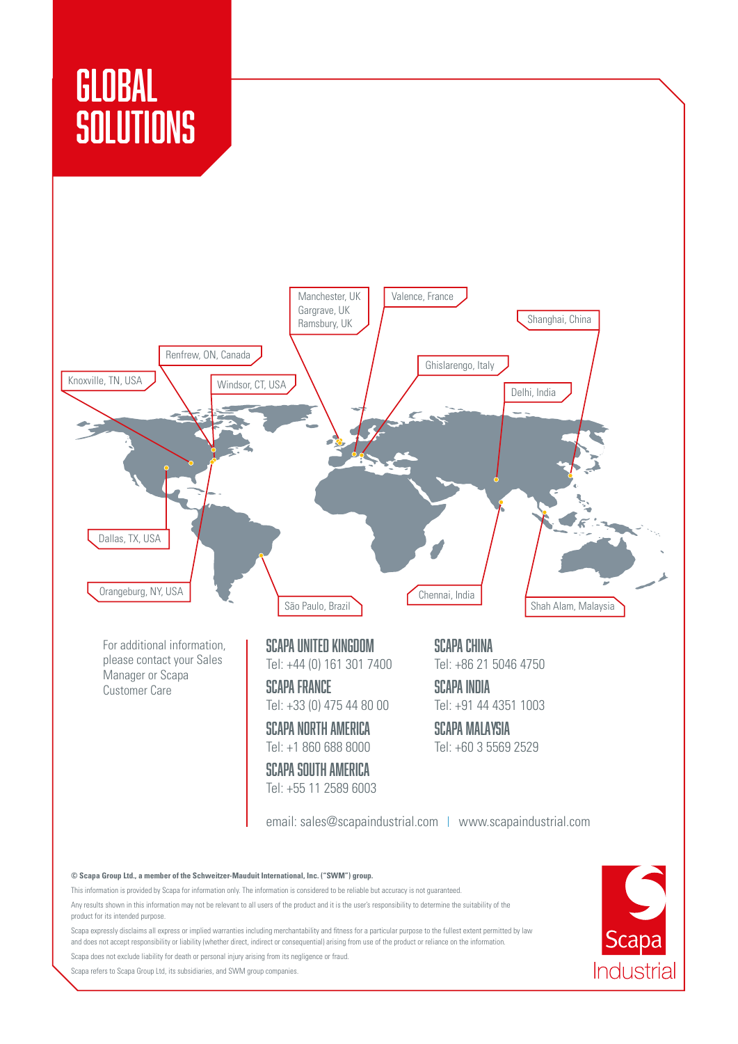# GLOBAL SOLUTIONS

Manchester, UK
Gargrave, UK
Ramsbury, UK

Valence, France

Shanghai, China

Renfrew, ON, Canada

Ghislarengo, Italy

Knoxville, TN, USA

Windsor, CT, USA

Delhi, India

Dallas, TX, USA

Orangeburg, NY, USA

São Paulo, Brazil

Chennai, India

Shah Alam, Malaysia

For additional information, please contact your Sales Manager or Scapa Customer Care

## SCAPA UNITED KINGDOM
Tel: +44 (0) 161 301 7400

## SCAPA FRANCE
Tel: +33 (0) 475 44 80 00

## SCAPA NORTH AMERICA
Tel: +1 860 688 8000

## SCAPA SOUTH AMERICA
Tel: +55 11 2589 6003

## SCAPA CHINA
Tel: +86 21 5046 4750

## SCAPA INDIA
Tel: +91 44 4351 1003

## SCAPA MALAYSIA
Tel: +60 3 5569 2529

email: sales@scapaindustrial.com | www.scapaindustrial.com

**© Scapa Group Ltd., a member of the Schweitzer-Mauduit International, Inc. ("SWM") group.**

This information is provided by Scapa for information only. The information is considered to be reliable but accuracy is not guaranteed.

Any results shown in this information may not be relevant to all users of the product and it is the user's responsibility to determine the suitability of the product for its intended purpose.

Scapa expressly disclaims all express or implied warranties including merchantability and fitness for a particular purpose to the fullest extent permitted by law and does not accept responsibility or liability (whether direct, indirect or consequential) arising from use of the product or reliance on the information.

Scapa does not exclude liability for death or personal injury arising from its negligence or fraud.

Scapa refers to Scapa Group Ltd, its subsidiaries, and SWM group companies.

Scapa Industrial